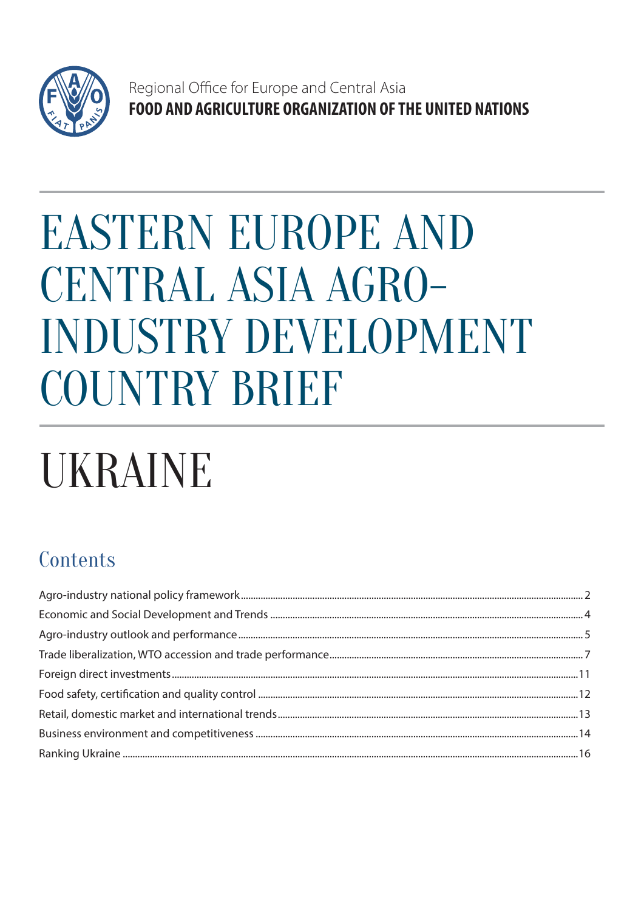Regional Office for Europe and Central Asia
**FOOD AND AGRICULTURE ORGANIZATION OF THE UNITED NATIONS**

# EASTERN EUROPE AND CENTRAL ASIA AGRO-INDUSTRY DEVELOPMENT COUNTRY BRIEF

# UKRAINE

## Contents

- Agro-industry national policy framework ... 2
- Economic and Social Development and Trends ... 4
- Agro-industry outlook and performance ... 5
- Trade liberalization, WTO accession and trade performance ... 7
- Foreign direct investments ... 11
- Food safety, certification and quality control ... 12
- Retail, domestic market and international trends ... 13
- Business environment and competitiveness ... 14
- Ranking Ukraine ... 16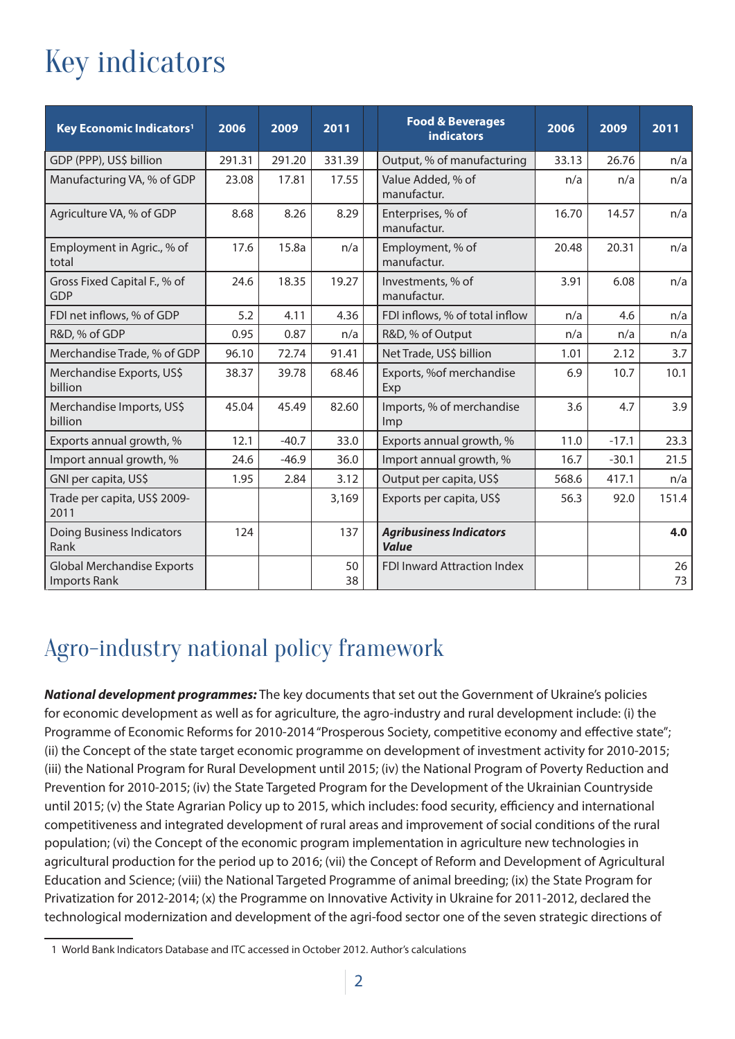# Key indicators

| Key Economic Indicators[1] | 2006 | 2009 | 2011 | | Food & Beverages indicators | 2006 | 2009 | 2011 |
|---|---|---|---|---|---|---|---|---|
| GDP (PPP), US$ billion | 291.31 | 291.20 | 331.39 | | Output, % of manufacturing | 33.13 | 26.76 | n/a |
| Manufacturing VA, % of GDP | 23.08 | 17.81 | 17.55 | | Value Added, % of manufactur. | n/a | n/a | n/a |
| Agriculture VA, % of GDP | 8.68 | 8.26 | 8.29 | | Enterprises, % of manufactur. | 16.70 | 14.57 | n/a |
| Employment in Agric., % of total | 17.6 | 15.8a | n/a | | Employment, % of manufactur. | 20.48 | 20.31 | n/a |
| Gross Fixed Capital F., % of GDP | 24.6 | 18.35 | 19.27 | | Investments, % of manufactur. | 3.91 | 6.08 | n/a |
| FDI net inflows, % of GDP | 5.2 | 4.11 | 4.36 | | FDI inflows, % of total inflow | n/a | 4.6 | n/a |
| R&D, % of GDP | 0.95 | 0.87 | n/a | | R&D, % of Output | n/a | n/a | n/a |
| Merchandise Trade, % of GDP | 96.10 | 72.74 | 91.41 | | Net Trade, US$ billion | 1.01 | 2.12 | 3.7 |
| Merchandise Exports, US$ billion | 38.37 | 39.78 | 68.46 | | Exports, %of merchandise Exp | 6.9 | 10.7 | 10.1 |
| Merchandise Imports, US$ billion | 45.04 | 45.49 | 82.60 | | Imports, % of merchandise Imp | 3.6 | 4.7 | 3.9 |
| Exports annual growth, % | 12.1 | -40.7 | 33.0 | | Exports annual growth, % | 11.0 | -17.1 | 23.3 |
| Import annual growth, % | 24.6 | -46.9 | 36.0 | | Import annual growth, % | 16.7 | -30.1 | 21.5 |
| GNI per capita, US$ | 1.95 | 2.84 | 3.12 | | Output per capita, US$ | 568.6 | 417.1 | n/a |
| Trade per capita, US$ 2009-2011 | | | 3,169 | | Exports per capita, US$ | 56.3 | 92.0 | 151.4 |
| Doing Business Indicators Rank | 124 | | 137 | | ***Agribusiness Indicators Value*** | | | **4.0** |
| Global Merchandise Exports Imports Rank | | | 50<br>38 | | FDI Inward Attraction Index | | | 26<br>73 |

# Agro-industry national policy framework

***National development programmes:*** The key documents that set out the Government of Ukraine's policies for economic development as well as for agriculture, the agro-industry and rural development include: (i) the Programme of Economic Reforms for 2010-2014 "Prosperous Society, competitive economy and effective state"; (ii) the Concept of the state target economic programme on development of investment activity for 2010-2015; (iii) the National Program for Rural Development until 2015; (iv) the National Program of Poverty Reduction and Prevention for 2010-2015; (iv) the State Targeted Program for the Development of the Ukrainian Countryside until 2015; (v) the State Agrarian Policy up to 2015, which includes: food security, efficiency and international competitiveness and integrated development of rural areas and improvement of social conditions of the rural population; (vi) the Concept of the economic program implementation in agriculture new technologies in agricultural production for the period up to 2016; (vii) the Concept of Reform and Development of Agricultural Education and Science; (viii) the National Targeted Programme of animal breeding; (ix) the State Program for Privatization for 2012-2014; (x) the Programme on Innovative Activity in Ukraine for 2011-2012, declared the technological modernization and development of the agri-food sector one of the seven strategic directions of

1 World Bank Indicators Database and ITC accessed in October 2012. Author's calculations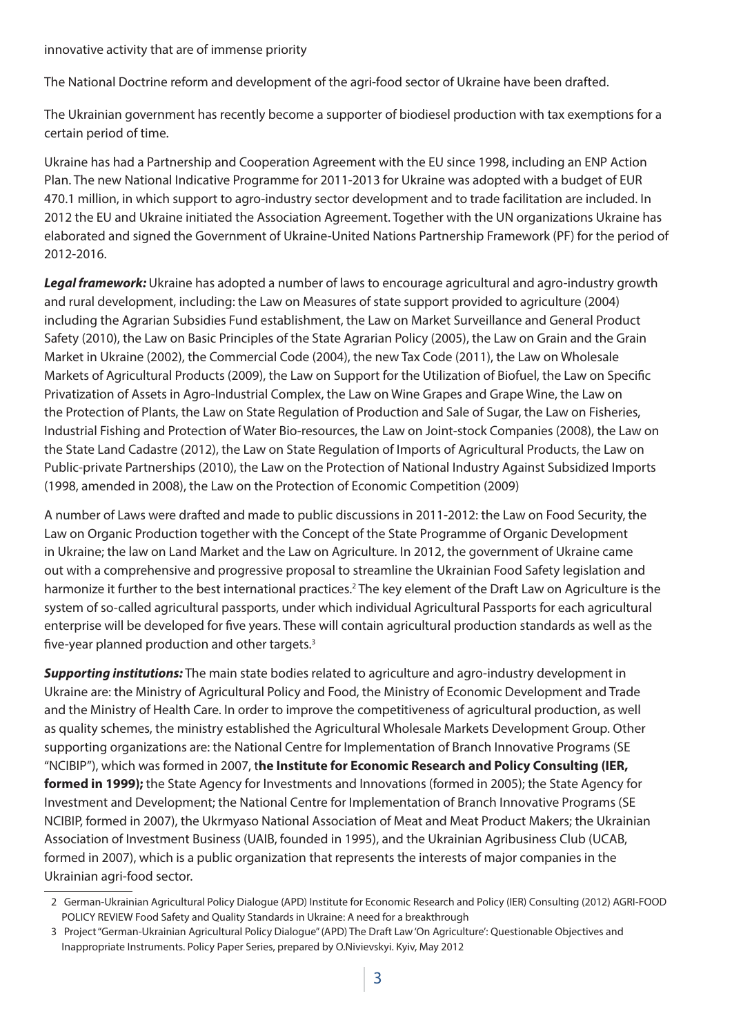innovative activity that are of immense priority

The National Doctrine reform and development of the agri-food sector of Ukraine have been drafted.

The Ukrainian government has recently become a supporter of biodiesel production with tax exemptions for a certain period of time.

Ukraine has had a Partnership and Cooperation Agreement with the EU since 1998, including an ENP Action Plan. The new National Indicative Programme for 2011-2013 for Ukraine was adopted with a budget of EUR 470.1 million, in which support to agro-industry sector development and to trade facilitation are included. In 2012 the EU and Ukraine initiated the Association Agreement. Together with the UN organizations Ukraine has elaborated and signed the Government of Ukraine-United Nations Partnership Framework (PF) for the period of 2012-2016.

***Legal framework:*** Ukraine has adopted a number of laws to encourage agricultural and agro-industry growth and rural development, including: the Law on Measures of state support provided to agriculture (2004) including the Agrarian Subsidies Fund establishment, the Law on Market Surveillance and General Product Safety (2010), the Law on Basic Principles of the State Agrarian Policy (2005), the Law on Grain and the Grain Market in Ukraine (2002), the Commercial Code (2004), the new Tax Code (2011), the Law on Wholesale Markets of Agricultural Products (2009), the Law on Support for the Utilization of Biofuel, the Law on Specific Privatization of Assets in Agro-Industrial Complex, the Law on Wine Grapes and Grape Wine, the Law on the Protection of Plants, the Law on State Regulation of Production and Sale of Sugar, the Law on Fisheries, Industrial Fishing and Protection of Water Bio-resources, the Law on Joint-stock Companies (2008), the Law on the State Land Cadastre (2012), the Law on State Regulation of Imports of Agricultural Products, the Law on Public-private Partnerships (2010), the Law on the Protection of National Industry Against Subsidized Imports (1998, amended in 2008), the Law on the Protection of Economic Competition (2009)

A number of Laws were drafted and made to public discussions in 2011-2012: the Law on Food Security, the Law on Organic Production together with the Concept of the State Programme of Organic Development in Ukraine; the law on Land Market and the Law on Agriculture. In 2012, the government of Ukraine came out with a comprehensive and progressive proposal to streamline the Ukrainian Food Safety legislation and harmonize it further to the best international practices.[2] The key element of the Draft Law on Agriculture is the system of so-called agricultural passports, under which individual Agricultural Passports for each agricultural enterprise will be developed for five years. These will contain agricultural production standards as well as the five-year planned production and other targets.[3]

***Supporting institutions:*** The main state bodies related to agriculture and agro-industry development in Ukraine are: the Ministry of Agricultural Policy and Food, the Ministry of Economic Development and Trade and the Ministry of Health Care. In order to improve the competitiveness of agricultural production, as well as quality schemes, the ministry established the Agricultural Wholesale Markets Development Group. Other supporting organizations are: the National Centre for Implementation of Branch Innovative Programs (SE "NCIBIP"), which was formed in 2007, t**he Institute for Economic Research and Policy Consulting (IER, formed in 1999);** the State Agency for Investments and Innovations (formed in 2005); the State Agency for Investment and Development; the National Centre for Implementation of Branch Innovative Programs (SE NCIBIP, formed in 2007), the Ukrmyaso National Association of Meat and Meat Product Makers; the Ukrainian Association of Investment Business (UAIB, founded in 1995), and the Ukrainian Agribusiness Club (UCAB, formed in 2007), which is a public organization that represents the interests of major companies in the Ukrainian agri-food sector.

---

2 German-Ukrainian Agricultural Policy Dialogue (APD) Institute for Economic Research and Policy (IER) Consulting (2012) AGRI-FOOD POLICY REVIEW Food Safety and Quality Standards in Ukraine: A need for a breakthrough

3 Project "German-Ukrainian Agricultural Policy Dialogue" (APD) The Draft Law 'On Agriculture': Questionable Objectives and Inappropriate Instruments. Policy Paper Series, prepared by O.Nivievskyi. Kyiv, May 2012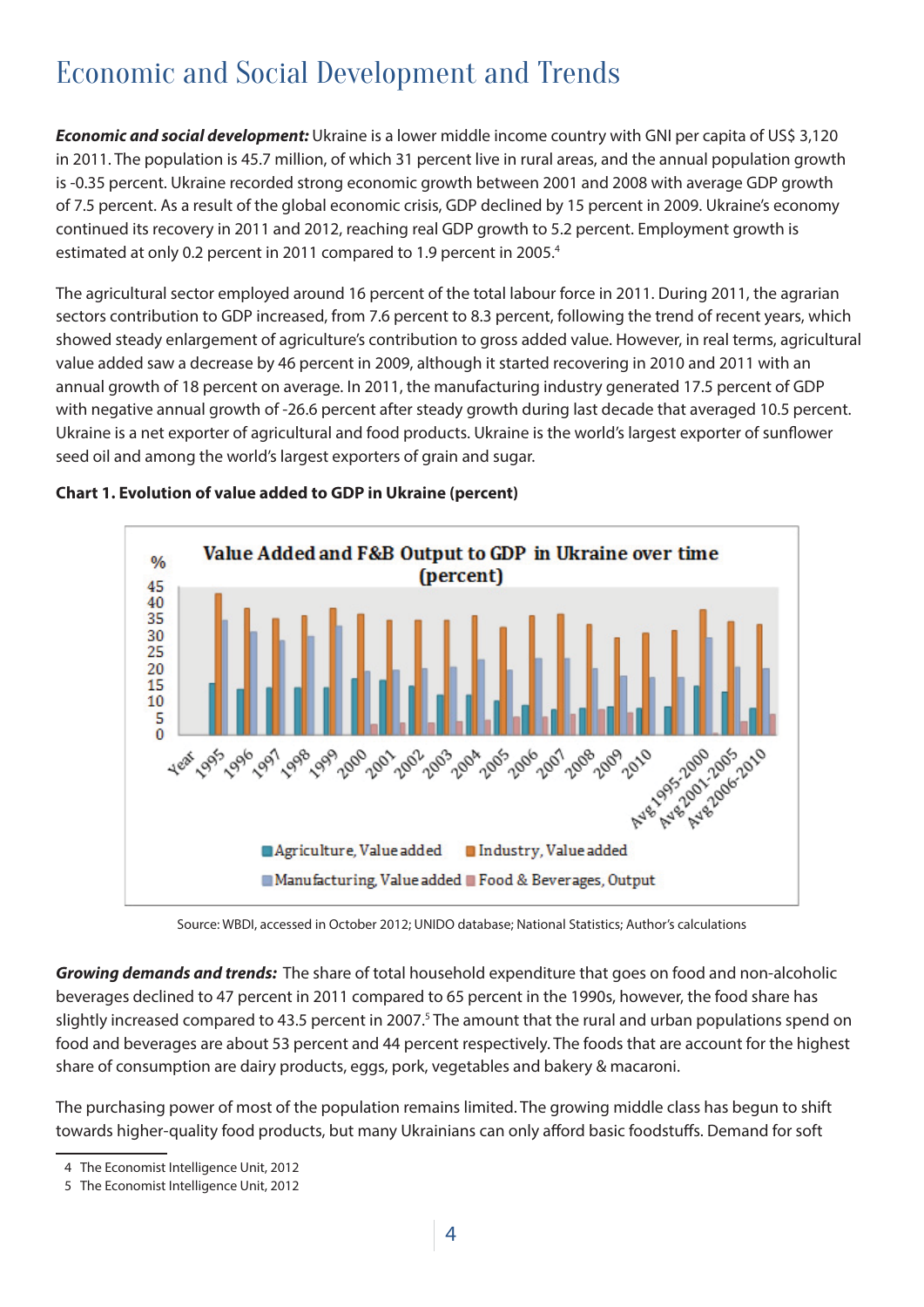# Economic and Social Development and Trends

***Economic and social development:*** Ukraine is a lower middle income country with GNI per capita of US$ 3,120 in 2011. The population is 45.7 million, of which 31 percent live in rural areas, and the annual population growth is -0.35 percent. Ukraine recorded strong economic growth between 2001 and 2008 with average GDP growth of 7.5 percent. As a result of the global economic crisis, GDP declined by 15 percent in 2009. Ukraine's economy continued its recovery in 2011 and 2012, reaching real GDP growth to 5.2 percent. Employment growth is estimated at only 0.2 percent in 2011 compared to 1.9 percent in 2005.[4]

The agricultural sector employed around 16 percent of the total labour force in 2011. During 2011, the agrarian sectors contribution to GDP increased, from 7.6 percent to 8.3 percent, following the trend of recent years, which showed steady enlargement of agriculture's contribution to gross added value. However, in real terms, agricultural value added saw a decrease by 46 percent in 2009, although it started recovering in 2010 and 2011 with an annual growth of 18 percent on average. In 2011, the manufacturing industry generated 17.5 percent of GDP with negative annual growth of -26.6 percent after steady growth during last decade that averaged 10.5 percent. Ukraine is a net exporter of agricultural and food products. Ukraine is the world's largest exporter of sunflower seed oil and among the world's largest exporters of grain and sugar.

**Chart 1. Evolution of value added to GDP in Ukraine (percent)**

Source: WBDI, accessed in October 2012; UNIDO database; National Statistics; Author's calculations

***Growing demands and trends:*** The share of total household expenditure that goes on food and non-alcoholic beverages declined to 47 percent in 2011 compared to 65 percent in the 1990s, however, the food share has slightly increased compared to 43.5 percent in 2007.[5] The amount that the rural and urban populations spend on food and beverages are about 53 percent and 44 percent respectively. The foods that are account for the highest share of consumption are dairy products, eggs, pork, vegetables and bakery & macaroni.

The purchasing power of most of the population remains limited. The growing middle class has begun to shift towards higher-quality food products, but many Ukrainians can only afford basic foodstuffs. Demand for soft

---

4 The Economist Intelligence Unit, 2012

5 The Economist Intelligence Unit, 2012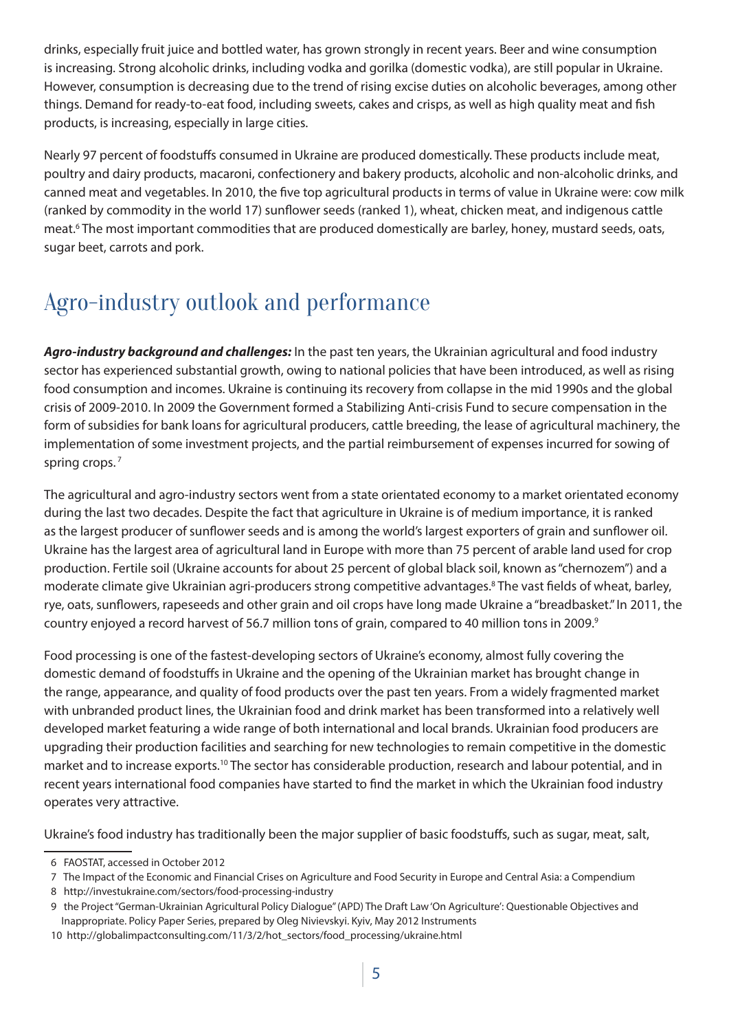drinks, especially fruit juice and bottled water, has grown strongly in recent years. Beer and wine consumption is increasing. Strong alcoholic drinks, including vodka and gorilka (domestic vodka), are still popular in Ukraine. However, consumption is decreasing due to the trend of rising excise duties on alcoholic beverages, among other things. Demand for ready-to-eat food, including sweets, cakes and crisps, as well as high quality meat and fish products, is increasing, especially in large cities.

Nearly 97 percent of foodstuffs consumed in Ukraine are produced domestically. These products include meat, poultry and dairy products, macaroni, confectionery and bakery products, alcoholic and non-alcoholic drinks, and canned meat and vegetables. In 2010, the five top agricultural products in terms of value in Ukraine were: cow milk (ranked by commodity in the world 17) sunflower seeds (ranked 1), wheat, chicken meat, and indigenous cattle meat.[6] The most important commodities that are produced domestically are barley, honey, mustard seeds, oats, sugar beet, carrots and pork.

# Agro-industry outlook and performance

***Agro-industry background and challenges:*** In the past ten years, the Ukrainian agricultural and food industry sector has experienced substantial growth, owing to national policies that have been introduced, as well as rising food consumption and incomes. Ukraine is continuing its recovery from collapse in the mid 1990s and the global crisis of 2009-2010. In 2009 the Government formed a Stabilizing Anti-crisis Fund to secure compensation in the form of subsidies for bank loans for agricultural producers, cattle breeding, the lease of agricultural machinery, the implementation of some investment projects, and the partial reimbursement of expenses incurred for sowing of spring crops.[7]

The agricultural and agro-industry sectors went from a state orientated economy to a market orientated economy during the last two decades. Despite the fact that agriculture in Ukraine is of medium importance, it is ranked as the largest producer of sunflower seeds and is among the world's largest exporters of grain and sunflower oil. Ukraine has the largest area of agricultural land in Europe with more than 75 percent of arable land used for crop production. Fertile soil (Ukraine accounts for about 25 percent of global black soil, known as "chernozem") and a moderate climate give Ukrainian agri-producers strong competitive advantages.[8] The vast fields of wheat, barley, rye, oats, sunflowers, rapeseeds and other grain and oil crops have long made Ukraine a "breadbasket." In 2011, the country enjoyed a record harvest of 56.7 million tons of grain, compared to 40 million tons in 2009.[9]

Food processing is one of the fastest-developing sectors of Ukraine's economy, almost fully covering the domestic demand of foodstuffs in Ukraine and the opening of the Ukrainian market has brought change in the range, appearance, and quality of food products over the past ten years. From a widely fragmented market with unbranded product lines, the Ukrainian food and drink market has been transformed into a relatively well developed market featuring a wide range of both international and local brands. Ukrainian food producers are upgrading their production facilities and searching for new technologies to remain competitive in the domestic market and to increase exports.[10] The sector has considerable production, research and labour potential, and in recent years international food companies have started to find the market in which the Ukrainian food industry operates very attractive.

Ukraine's food industry has traditionally been the major supplier of basic foodstuffs, such as sugar, meat, salt,

---

6 FAOSTAT, accessed in October 2012

7 The Impact of the Economic and Financial Crises on Agriculture and Food Security in Europe and Central Asia: a Compendium

8 http://investukraine.com/sectors/food-processing-industry

9 the Project "German-Ukrainian Agricultural Policy Dialogue" (APD) The Draft Law 'On Agriculture': Questionable Objectives and Inappropriate. Policy Paper Series, prepared by Oleg Nivievskyi. Kyiv, May 2012 Instruments

10 http://globalimpactconsulting.com/11/3/2/hot_sectors/food_processing/ukraine.html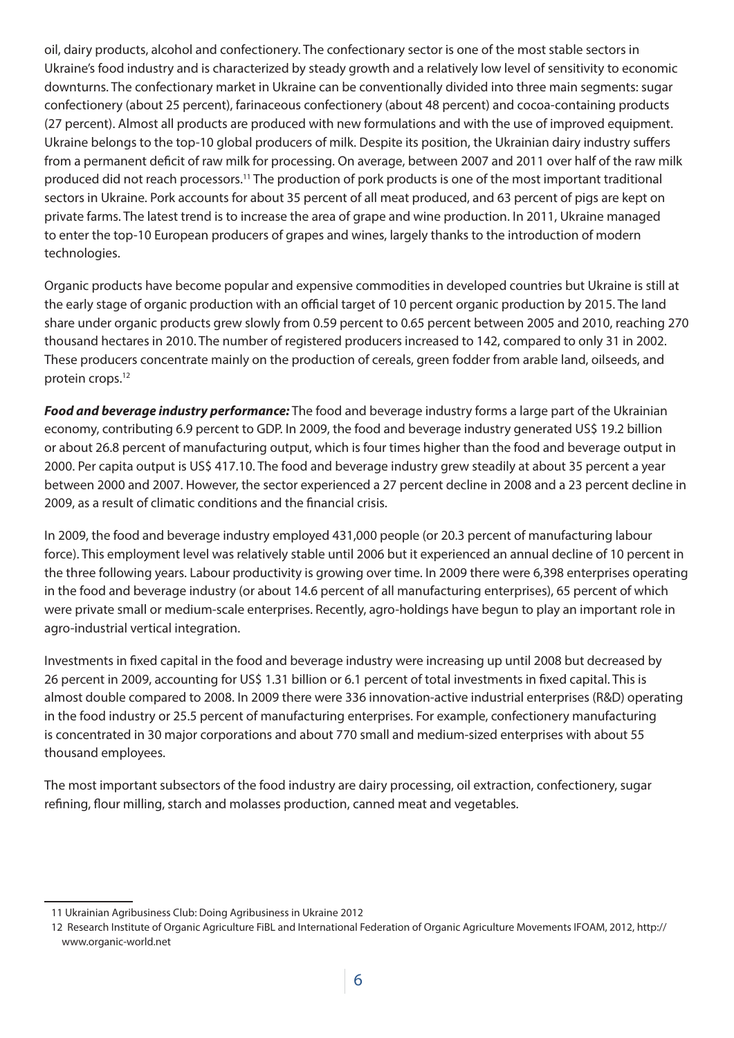oil, dairy products, alcohol and confectionery. The confectionary sector is one of the most stable sectors in Ukraine's food industry and is characterized by steady growth and a relatively low level of sensitivity to economic downturns. The confectionary market in Ukraine can be conventionally divided into three main segments: sugar confectionery (about 25 percent), farinaceous confectionery (about 48 percent) and cocoa-containing products (27 percent). Almost all products are produced with new formulations and with the use of improved equipment. Ukraine belongs to the top-10 global producers of milk. Despite its position, the Ukrainian dairy industry suffers from a permanent deficit of raw milk for processing. On average, between 2007 and 2011 over half of the raw milk produced did not reach processors.[11] The production of pork products is one of the most important traditional sectors in Ukraine. Pork accounts for about 35 percent of all meat produced, and 63 percent of pigs are kept on private farms. The latest trend is to increase the area of grape and wine production. In 2011, Ukraine managed to enter the top-10 European producers of grapes and wines, largely thanks to the introduction of modern technologies.

Organic products have become popular and expensive commodities in developed countries but Ukraine is still at the early stage of organic production with an official target of 10 percent organic production by 2015. The land share under organic products grew slowly from 0.59 percent to 0.65 percent between 2005 and 2010, reaching 270 thousand hectares in 2010. The number of registered producers increased to 142, compared to only 31 in 2002. These producers concentrate mainly on the production of cereals, green fodder from arable land, oilseeds, and protein crops.[12]

***Food and beverage industry performance:*** The food and beverage industry forms a large part of the Ukrainian economy, contributing 6.9 percent to GDP. In 2009, the food and beverage industry generated US$ 19.2 billion or about 26.8 percent of manufacturing output, which is four times higher than the food and beverage output in 2000. Per capita output is US$ 417.10. The food and beverage industry grew steadily at about 35 percent a year between 2000 and 2007. However, the sector experienced a 27 percent decline in 2008 and a 23 percent decline in 2009, as a result of climatic conditions and the financial crisis.

In 2009, the food and beverage industry employed 431,000 people (or 20.3 percent of manufacturing labour force). This employment level was relatively stable until 2006 but it experienced an annual decline of 10 percent in the three following years. Labour productivity is growing over time. In 2009 there were 6,398 enterprises operating in the food and beverage industry (or about 14.6 percent of all manufacturing enterprises), 65 percent of which were private small or medium-scale enterprises. Recently, agro-holdings have begun to play an important role in agro-industrial vertical integration.

Investments in fixed capital in the food and beverage industry were increasing up until 2008 but decreased by 26 percent in 2009, accounting for US$ 1.31 billion or 6.1 percent of total investments in fixed capital. This is almost double compared to 2008. In 2009 there were 336 innovation-active industrial enterprises (R&D) operating in the food industry or 25.5 percent of manufacturing enterprises. For example, confectionery manufacturing is concentrated in 30 major corporations and about 770 small and medium-sized enterprises with about 55 thousand employees.

The most important subsectors of the food industry are dairy processing, oil extraction, confectionery, sugar refining, flour milling, starch and molasses production, canned meat and vegetables.

---

11 Ukrainian Agribusiness Club: Doing Agribusiness in Ukraine 2012

12 Research Institute of Organic Agriculture FiBL and International Federation of Organic Agriculture Movements IFOAM, 2012, http://www.organic-world.net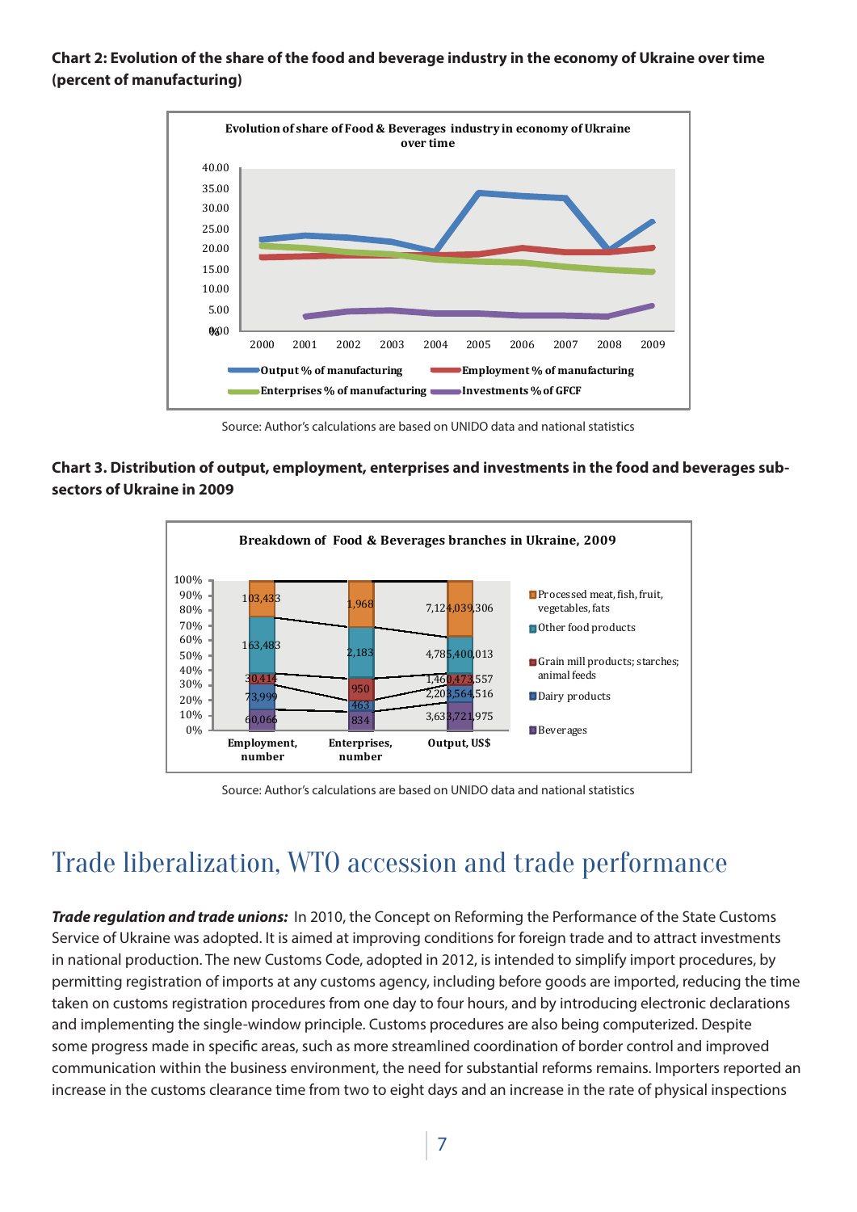**Chart 2: Evolution of the share of the food and beverage industry in the economy of Ukraine over time (percent of manufacturing)**

Source: Author's calculations are based on UNIDO data and national statistics

**Chart 3. Distribution of output, employment, enterprises and investments in the food and beverages sub-sectors of Ukraine in 2009**

Source: Author's calculations are based on UNIDO data and national statistics

# Trade liberalization, WTO accession and trade performance

***Trade regulation and trade unions:*** In 2010, the Concept on Reforming the Performance of the State Customs Service of Ukraine was adopted. It is aimed at improving conditions for foreign trade and to attract investments in national production. The new Customs Code, adopted in 2012, is intended to simplify import procedures, by permitting registration of imports at any customs agency, including before goods are imported, reducing the time taken on customs registration procedures from one day to four hours, and by introducing electronic declarations and implementing the single-window principle. Customs procedures are also being computerized. Despite some progress made in specific areas, such as more streamlined coordination of border control and improved communication within the business environment, the need for substantial reforms remains. Importers reported an increase in the customs clearance time from two to eight days and an increase in the rate of physical inspections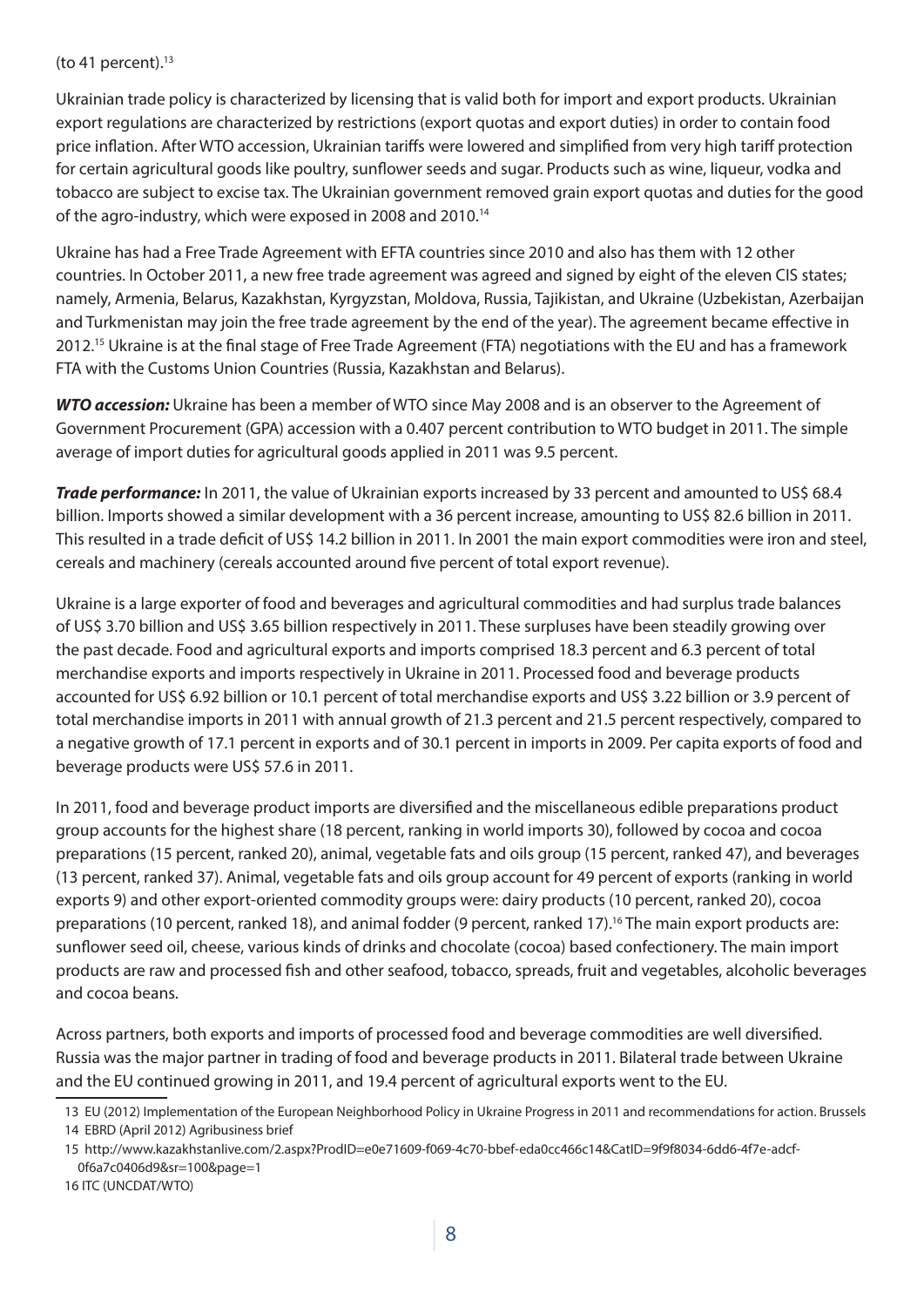(to 41 percent).[13]

Ukrainian trade policy is characterized by licensing that is valid both for import and export products. Ukrainian export regulations are characterized by restrictions (export quotas and export duties) in order to contain food price inflation. After WTO accession, Ukrainian tariffs were lowered and simplified from very high tariff protection for certain agricultural goods like poultry, sunflower seeds and sugar. Products such as wine, liqueur, vodka and tobacco are subject to excise tax. The Ukrainian government removed grain export quotas and duties for the good of the agro-industry, which were exposed in 2008 and 2010.[14]

Ukraine has had a Free Trade Agreement with EFTA countries since 2010 and also has them with 12 other countries. In October 2011, a new free trade agreement was agreed and signed by eight of the eleven CIS states; namely, Armenia, Belarus, Kazakhstan, Kyrgyzstan, Moldova, Russia, Tajikistan, and Ukraine (Uzbekistan, Azerbaijan and Turkmenistan may join the free trade agreement by the end of the year). The agreement became effective in 2012.[15] Ukraine is at the final stage of Free Trade Agreement (FTA) negotiations with the EU and has a framework FTA with the Customs Union Countries (Russia, Kazakhstan and Belarus).

***WTO accession:*** Ukraine has been a member of WTO since May 2008 and is an observer to the Agreement of Government Procurement (GPA) accession with a 0.407 percent contribution to WTO budget in 2011. The simple average of import duties for agricultural goods applied in 2011 was 9.5 percent.

***Trade performance:*** In 2011, the value of Ukrainian exports increased by 33 percent and amounted to US$ 68.4 billion. Imports showed a similar development with a 36 percent increase, amounting to US$ 82.6 billion in 2011. This resulted in a trade deficit of US$ 14.2 billion in 2011. In 2001 the main export commodities were iron and steel, cereals and machinery (cereals accounted around five percent of total export revenue).

Ukraine is a large exporter of food and beverages and agricultural commodities and had surplus trade balances of US$ 3.70 billion and US$ 3.65 billion respectively in 2011. These surpluses have been steadily growing over the past decade. Food and agricultural exports and imports comprised 18.3 percent and 6.3 percent of total merchandise exports and imports respectively in Ukraine in 2011. Processed food and beverage products accounted for US$ 6.92 billion or 10.1 percent of total merchandise exports and US$ 3.22 billion or 3.9 percent of total merchandise imports in 2011 with annual growth of 21.3 percent and 21.5 percent respectively, compared to a negative growth of 17.1 percent in exports and of 30.1 percent in imports in 2009. Per capita exports of food and beverage products were US$ 57.6 in 2011.

In 2011, food and beverage product imports are diversified and the miscellaneous edible preparations product group accounts for the highest share (18 percent, ranking in world imports 30), followed by cocoa and cocoa preparations (15 percent, ranked 20), animal, vegetable fats and oils group (15 percent, ranked 47), and beverages (13 percent, ranked 37). Animal, vegetable fats and oils group account for 49 percent of exports (ranking in world exports 9) and other export-oriented commodity groups were: dairy products (10 percent, ranked 20), cocoa preparations (10 percent, ranked 18), and animal fodder (9 percent, ranked 17).[16] The main export products are: sunflower seed oil, cheese, various kinds of drinks and chocolate (cocoa) based confectionery. The main import products are raw and processed fish and other seafood, tobacco, spreads, fruit and vegetables, alcoholic beverages and cocoa beans.

Across partners, both exports and imports of processed food and beverage commodities are well diversified. Russia was the major partner in trading of food and beverage products in 2011. Bilateral trade between Ukraine and the EU continued growing in 2011, and 19.4 percent of agricultural exports went to the EU.

---

13 EU (2012) Implementation of the European Neighborhood Policy in Ukraine Progress in 2011 and recommendations for action. Brussels

14 EBRD (April 2012) Agribusiness brief

15 http://www.kazakhstanlive.com/2.aspx?ProdID=e0e71609-f069-4c70-bbef-eda0cc466c14&CatID=9f9f8034-6dd6-4f7e-adcf-0f6a7c0406d9&sr=100&page=1

16 ITC (UNCDAT/WTO)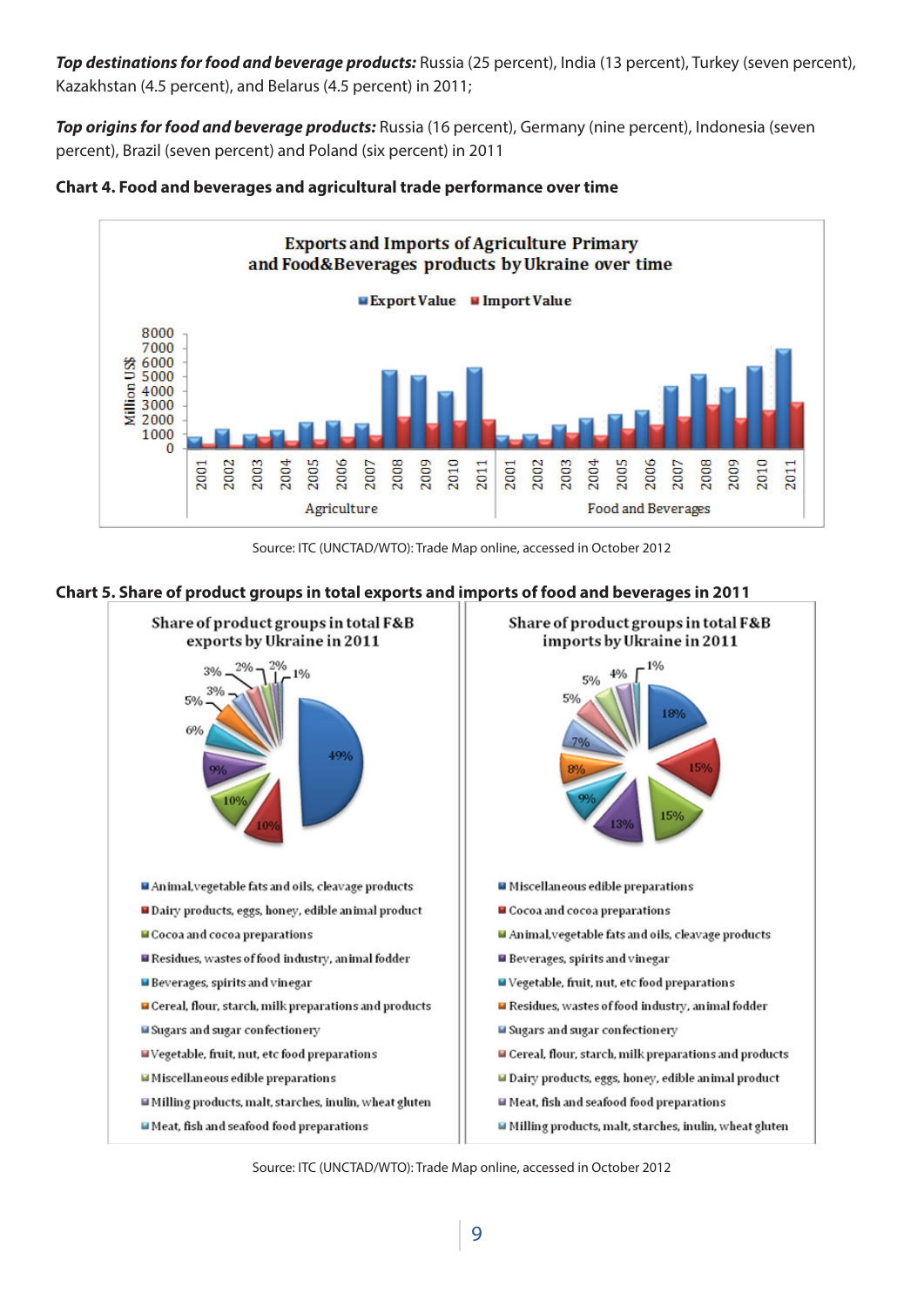***Top destinations for food and beverage products:*** Russia (25 percent), India (13 percent), Turkey (seven percent), Kazakhstan (4.5 percent), and Belarus (4.5 percent) in 2011;

***Top origins for food and beverage products:*** Russia (16 percent), Germany (nine percent), Indonesia (seven percent), Brazil (seven percent) and Poland (six percent) in 2011

**Chart 4. Food and beverages and agricultural trade performance over time**

Source: ITC (UNCTAD/WTO): Trade Map online, accessed in October 2012

**Chart 5. Share of product groups in total exports and imports of food and beverages in 2011**

Source: ITC (UNCTAD/WTO): Trade Map online, accessed in October 2012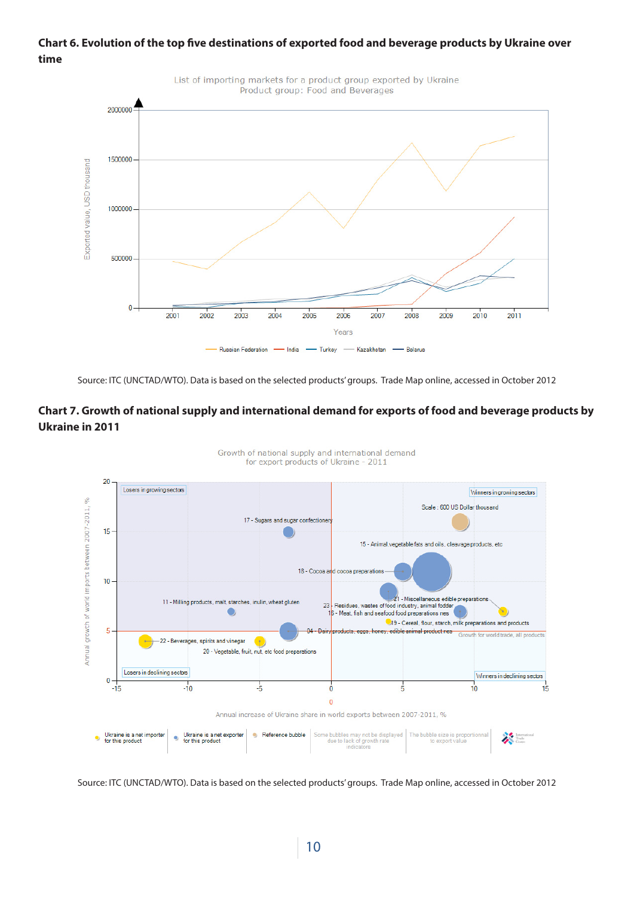**Chart 6. Evolution of the top five destinations of exported food and beverage products by Ukraine over time**

Source: ITC (UNCTAD/WTO). Data is based on the selected products' groups. Trade Map online, accessed in October 2012

**Chart 7. Growth of national supply and international demand for exports of food and beverage products by Ukraine in 2011**

Source: ITC (UNCTAD/WTO). Data is based on the selected products' groups. Trade Map online, accessed in October 2012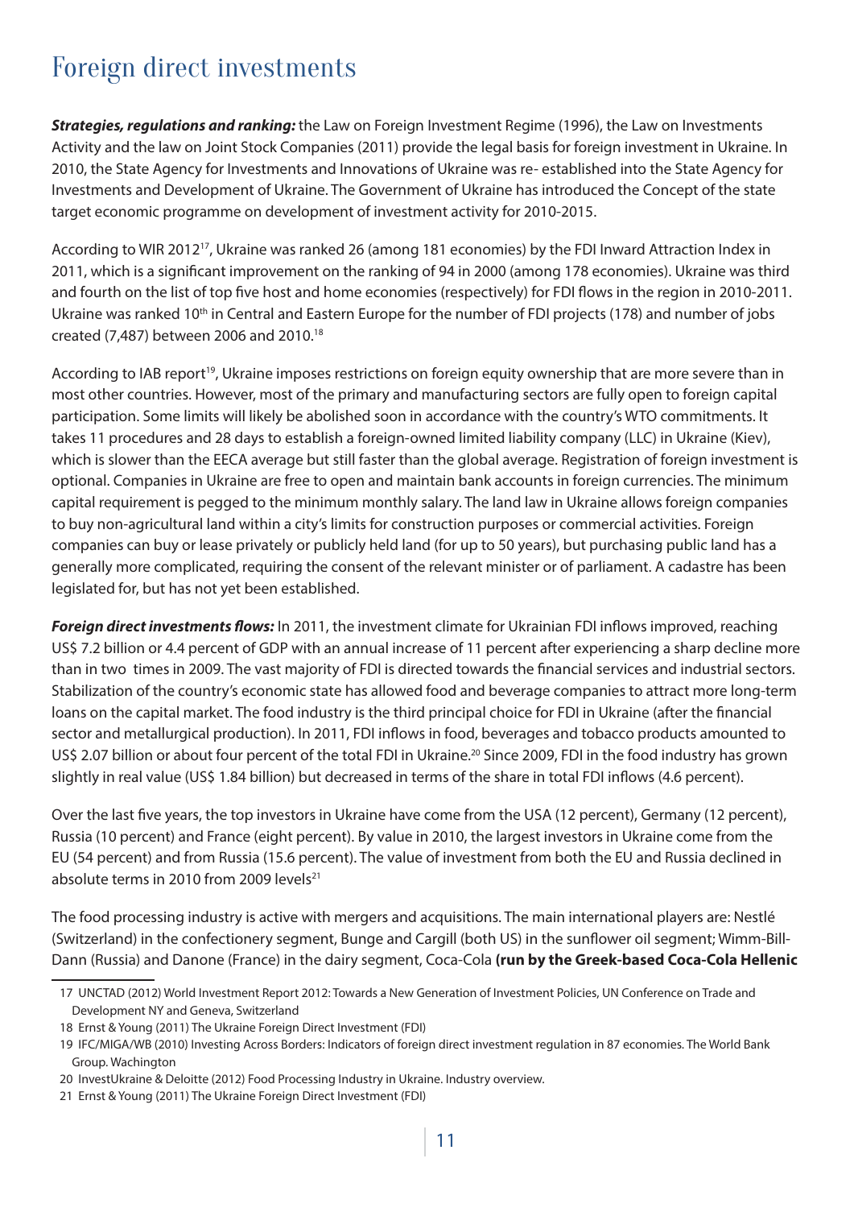# Foreign direct investments

***Strategies, regulations and ranking:*** the Law on Foreign Investment Regime (1996), the Law on Investments Activity and the law on Joint Stock Companies (2011) provide the legal basis for foreign investment in Ukraine. In 2010, the State Agency for Investments and Innovations of Ukraine was re- established into the State Agency for Investments and Development of Ukraine. The Government of Ukraine has introduced the Concept of the state target economic programme on development of investment activity for 2010-2015.

According to WIR 2012[17], Ukraine was ranked 26 (among 181 economies) by the FDI Inward Attraction Index in 2011, which is a significant improvement on the ranking of 94 in 2000 (among 178 economies). Ukraine was third and fourth on the list of top five host and home economies (respectively) for FDI flows in the region in 2010-2011. Ukraine was ranked 10th in Central and Eastern Europe for the number of FDI projects (178) and number of jobs created (7,487) between 2006 and 2010.[18]

According to IAB report[19], Ukraine imposes restrictions on foreign equity ownership that are more severe than in most other countries. However, most of the primary and manufacturing sectors are fully open to foreign capital participation. Some limits will likely be abolished soon in accordance with the country's WTO commitments. It takes 11 procedures and 28 days to establish a foreign-owned limited liability company (LLC) in Ukraine (Kiev), which is slower than the EECA average but still faster than the global average. Registration of foreign investment is optional. Companies in Ukraine are free to open and maintain bank accounts in foreign currencies. The minimum capital requirement is pegged to the minimum monthly salary. The land law in Ukraine allows foreign companies to buy non-agricultural land within a city's limits for construction purposes or commercial activities. Foreign companies can buy or lease privately or publicly held land (for up to 50 years), but purchasing public land has a generally more complicated, requiring the consent of the relevant minister or of parliament. A cadastre has been legislated for, but has not yet been established.

***Foreign direct investments flows:*** In 2011, the investment climate for Ukrainian FDI inflows improved, reaching US$ 7.2 billion or 4.4 percent of GDP with an annual increase of 11 percent after experiencing a sharp decline more than in two times in 2009. The vast majority of FDI is directed towards the financial services and industrial sectors. Stabilization of the country's economic state has allowed food and beverage companies to attract more long-term loans on the capital market. The food industry is the third principal choice for FDI in Ukraine (after the financial sector and metallurgical production). In 2011, FDI inflows in food, beverages and tobacco products amounted to US$ 2.07 billion or about four percent of the total FDI in Ukraine.[20] Since 2009, FDI in the food industry has grown slightly in real value (US$ 1.84 billion) but decreased in terms of the share in total FDI inflows (4.6 percent).

Over the last five years, the top investors in Ukraine have come from the USA (12 percent), Germany (12 percent), Russia (10 percent) and France (eight percent). By value in 2010, the largest investors in Ukraine come from the EU (54 percent) and from Russia (15.6 percent). The value of investment from both the EU and Russia declined in absolute terms in 2010 from 2009 levels[21]

The food processing industry is active with mergers and acquisitions. The main international players are: Nestlé (Switzerland) in the confectionery segment, Bunge and Cargill (both US) in the sunflower oil segment; Wimm-Bill-Dann (Russia) and Danone (France) in the dairy segment, Coca-Cola **(run by the Greek-based Coca-Cola Hellenic**

---

17 UNCTAD (2012) World Investment Report 2012: Towards a New Generation of Investment Policies, UN Conference on Trade and Development NY and Geneva, Switzerland

18 Ernst & Young (2011) The Ukraine Foreign Direct Investment (FDI)

19 IFC/MIGA/WB (2010) Investing Across Borders: Indicators of foreign direct investment regulation in 87 economies. The World Bank Group. Wachington

20 InvestUkraine & Deloitte (2012) Food Processing Industry in Ukraine. Industry overview.

21 Ernst & Young (2011) The Ukraine Foreign Direct Investment (FDI)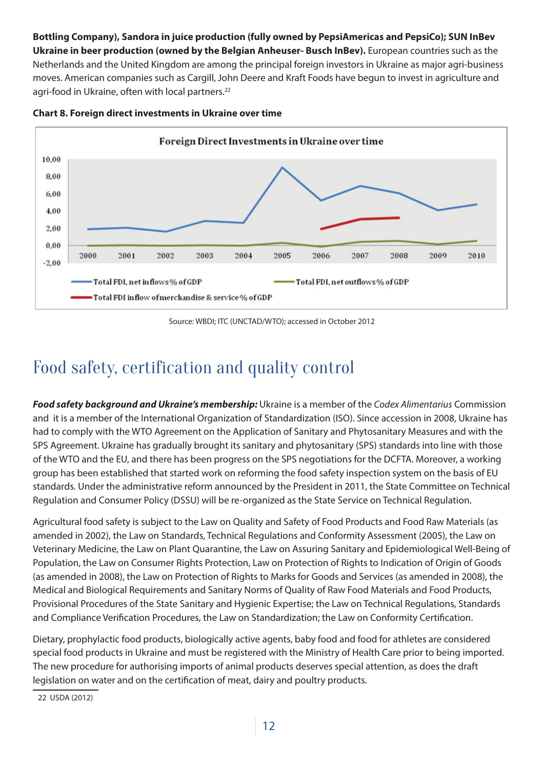**Bottling Company), Sandora in juice production (fully owned by PepsiAmericas and PepsiCo); SUN InBev Ukraine in beer production (owned by the Belgian Anheuser- Busch InBev).** European countries such as the Netherlands and the United Kingdom are among the principal foreign investors in Ukraine as major agri-business moves. American companies such as Cargill, John Deere and Kraft Foods have begun to invest in agriculture and agri-food in Ukraine, often with local partners.[22]

**Chart 8. Foreign direct investments in Ukraine over time**

Foreign Direct Investments in Ukraine over time

Total FDI, net inflows % of GDP; Total FDI, net outflows % of GDP; Total FDI inflow of merchandise & service % of GDP

Source: WBDI; ITC (UNCTAD/WTO); accessed in October 2012

# Food safety, certification and quality control

***Food safety background and Ukraine's membership:*** Ukraine is a member of the *Codex Alimentarius* Commission and it is a member of the International Organization of Standardization (ISO). Since accession in 2008, Ukraine has had to comply with the WTO Agreement on the Application of Sanitary and Phytosanitary Measures and with the SPS Agreement. Ukraine has gradually brought its sanitary and phytosanitary (SPS) standards into line with those of the WTO and the EU, and there has been progress on the SPS negotiations for the DCFTA. Moreover, a working group has been established that started work on reforming the food safety inspection system on the basis of EU standards. Under the administrative reform announced by the President in 2011, the State Committee on Technical Regulation and Consumer Policy (DSSU) will be re-organized as the State Service on Technical Regulation.

Agricultural food safety is subject to the Law on Quality and Safety of Food Products and Food Raw Materials (as amended in 2002), the Law on Standards, Technical Regulations and Conformity Assessment (2005), the Law on Veterinary Medicine, the Law on Plant Quarantine, the Law on Assuring Sanitary and Epidemiological Well-Being of Population, the Law on Consumer Rights Protection, Law on Protection of Rights to Indication of Origin of Goods (as amended in 2008), the Law on Protection of Rights to Marks for Goods and Services (as amended in 2008), the Medical and Biological Requirements and Sanitary Norms of Quality of Raw Food Materials and Food Products, Provisional Procedures of the State Sanitary and Hygienic Expertise; the Law on Technical Regulations, Standards and Compliance Verification Procedures, the Law on Standardization; the Law on Conformity Certification.

Dietary, prophylactic food products, biologically active agents, baby food and food for athletes are considered special food products in Ukraine and must be registered with the Ministry of Health Care prior to being imported. The new procedure for authorising imports of animal products deserves special attention, as does the draft legislation on water and on the certification of meat, dairy and poultry products.

22 USDA (2012)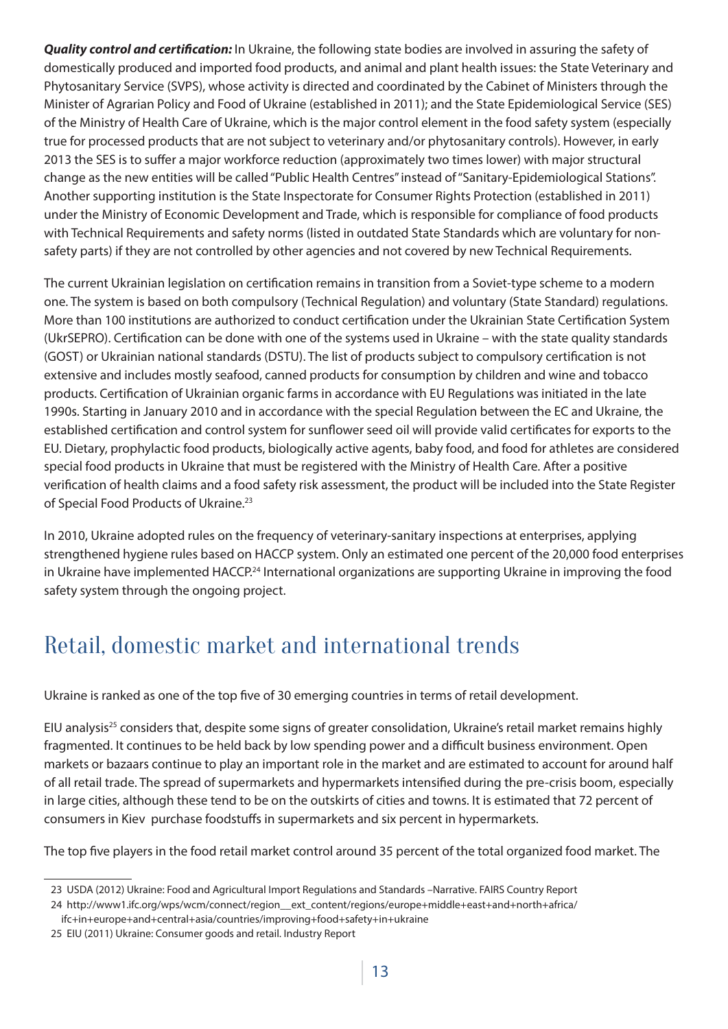***Quality control and certification:*** In Ukraine, the following state bodies are involved in assuring the safety of domestically produced and imported food products, and animal and plant health issues: the State Veterinary and Phytosanitary Service (SVPS), whose activity is directed and coordinated by the Cabinet of Ministers through the Minister of Agrarian Policy and Food of Ukraine (established in 2011); and the State Epidemiological Service (SES) of the Ministry of Health Care of Ukraine, which is the major control element in the food safety system (especially true for processed products that are not subject to veterinary and/or phytosanitary controls). However, in early 2013 the SES is to suffer a major workforce reduction (approximately two times lower) with major structural change as the new entities will be called "Public Health Centres" instead of "Sanitary-Epidemiological Stations". Another supporting institution is the State Inspectorate for Consumer Rights Protection (established in 2011) under the Ministry of Economic Development and Trade, which is responsible for compliance of food products with Technical Requirements and safety norms (listed in outdated State Standards which are voluntary for non-safety parts) if they are not controlled by other agencies and not covered by new Technical Requirements.

The current Ukrainian legislation on certification remains in transition from a Soviet-type scheme to a modern one. The system is based on both compulsory (Technical Regulation) and voluntary (State Standard) regulations. More than 100 institutions are authorized to conduct certification under the Ukrainian State Certification System (UkrSEPRO). Certification can be done with one of the systems used in Ukraine – with the state quality standards (GOST) or Ukrainian national standards (DSTU). The list of products subject to compulsory certification is not extensive and includes mostly seafood, canned products for consumption by children and wine and tobacco products. Certification of Ukrainian organic farms in accordance with EU Regulations was initiated in the late 1990s. Starting in January 2010 and in accordance with the special Regulation between the EC and Ukraine, the established certification and control system for sunflower seed oil will provide valid certificates for exports to the EU. Dietary, prophylactic food products, biologically active agents, baby food, and food for athletes are considered special food products in Ukraine that must be registered with the Ministry of Health Care. After a positive verification of health claims and a food safety risk assessment, the product will be included into the State Register of Special Food Products of Ukraine.[23]

In 2010, Ukraine adopted rules on the frequency of veterinary-sanitary inspections at enterprises, applying strengthened hygiene rules based on HACCP system. Only an estimated one percent of the 20,000 food enterprises in Ukraine have implemented HACCP.[24] International organizations are supporting Ukraine in improving the food safety system through the ongoing project.

# Retail, domestic market and international trends

Ukraine is ranked as one of the top five of 30 emerging countries in terms of retail development.

EIU analysis[25] considers that, despite some signs of greater consolidation, Ukraine's retail market remains highly fragmented. It continues to be held back by low spending power and a difficult business environment. Open markets or bazaars continue to play an important role in the market and are estimated to account for around half of all retail trade. The spread of supermarkets and hypermarkets intensified during the pre-crisis boom, especially in large cities, although these tend to be on the outskirts of cities and towns. It is estimated that 72 percent of consumers in Kiev purchase foodstuffs in supermarkets and six percent in hypermarkets.

The top five players in the food retail market control around 35 percent of the total organized food market. The

---

23 USDA (2012) Ukraine: Food and Agricultural Import Regulations and Standards –Narrative. FAIRS Country Report

24 http://www1.ifc.org/wps/wcm/connect/region__ext_content/regions/europe+middle+east+and+north+africa/ifc+in+europe+and+central+asia/countries/improving+food+safety+in+ukraine

25 EIU (2011) Ukraine: Consumer goods and retail. Industry Report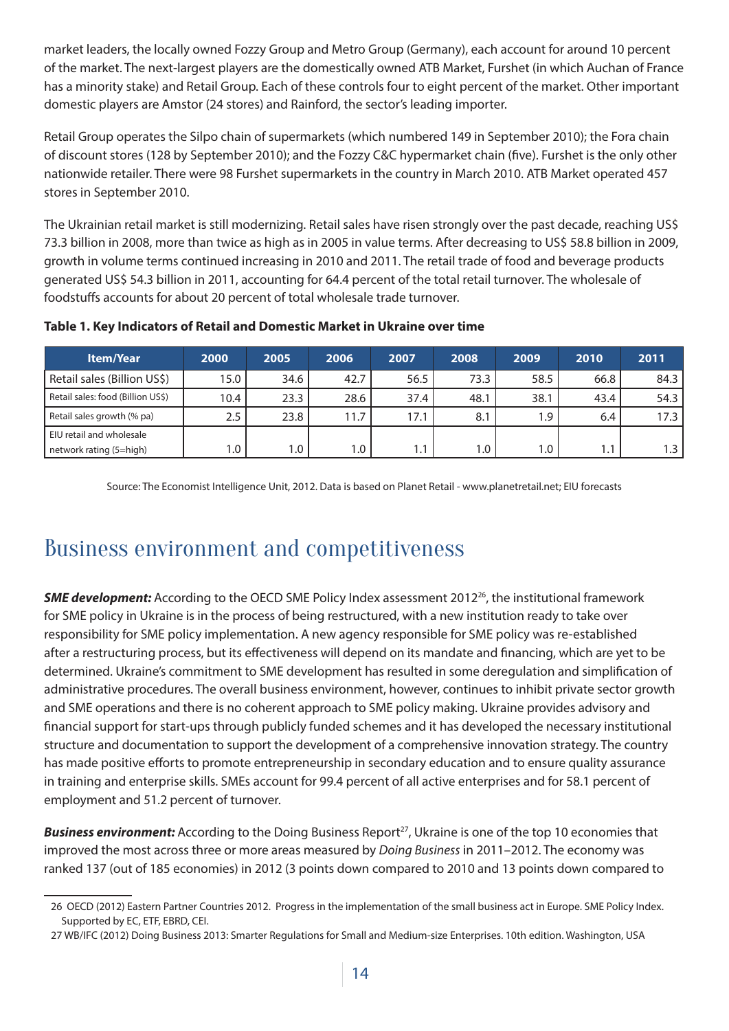market leaders, the locally owned Fozzy Group and Metro Group (Germany), each account for around 10 percent of the market. The next-largest players are the domestically owned ATB Market, Furshet (in which Auchan of France has a minority stake) and Retail Group. Each of these controls four to eight percent of the market. Other important domestic players are Amstor (24 stores) and Rainford, the sector's leading importer.

Retail Group operates the Silpo chain of supermarkets (which numbered 149 in September 2010); the Fora chain of discount stores (128 by September 2010); and the Fozzy C&C hypermarket chain (five). Furshet is the only other nationwide retailer. There were 98 Furshet supermarkets in the country in March 2010. ATB Market operated 457 stores in September 2010.

The Ukrainian retail market is still modernizing. Retail sales have risen strongly over the past decade, reaching US$ 73.3 billion in 2008, more than twice as high as in 2005 in value terms. After decreasing to US$ 58.8 billion in 2009, growth in volume terms continued increasing in 2010 and 2011. The retail trade of food and beverage products generated US$ 54.3 billion in 2011, accounting for 64.4 percent of the total retail turnover. The wholesale of foodstuffs accounts for about 20 percent of total wholesale trade turnover.

**Table 1. Key Indicators of Retail and Domestic Market in Ukraine over time**

| Item/Year | 2000 | 2005 | 2006 | 2007 | 2008 | 2009 | 2010 | 2011 |
|---|---|---|---|---|---|---|---|---|
| Retail sales (Billion US$) | 15.0 | 34.6 | 42.7 | 56.5 | 73.3 | 58.5 | 66.8 | 84.3 |
| Retail sales: food (Billion US$) | 10.4 | 23.3 | 28.6 | 37.4 | 48.1 | 38.1 | 43.4 | 54.3 |
| Retail sales growth (% pa) | 2.5 | 23.8 | 11.7 | 17.1 | 8.1 | 1.9 | 6.4 | 17.3 |
| EIU retail and wholesale network rating (5=high) | 1.0 | 1.0 | 1.0 | 1.1 | 1.0 | 1.0 | 1.1 | 1.3 |

Source: The Economist Intelligence Unit, 2012. Data is based on Planet Retail - www.planetretail.net; EIU forecasts

# Business environment and competitiveness

***SME development:*** According to the OECD SME Policy Index assessment 2012[26], the institutional framework for SME policy in Ukraine is in the process of being restructured, with a new institution ready to take over responsibility for SME policy implementation. A new agency responsible for SME policy was re-established after a restructuring process, but its effectiveness will depend on its mandate and financing, which are yet to be determined. Ukraine's commitment to SME development has resulted in some deregulation and simplification of administrative procedures. The overall business environment, however, continues to inhibit private sector growth and SME operations and there is no coherent approach to SME policy making. Ukraine provides advisory and financial support for start-ups through publicly funded schemes and it has developed the necessary institutional structure and documentation to support the development of a comprehensive innovation strategy. The country has made positive efforts to promote entrepreneurship in secondary education and to ensure quality assurance in training and enterprise skills. SMEs account for 99.4 percent of all active enterprises and for 58.1 percent of employment and 51.2 percent of turnover.

***Business environment:*** According to the Doing Business Report[27], Ukraine is one of the top 10 economies that improved the most across three or more areas measured by *Doing Business* in 2011–2012. The economy was ranked 137 (out of 185 economies) in 2012 (3 points down compared to 2010 and 13 points down compared to

26 OECD (2012) Eastern Partner Countries 2012. Progress in the implementation of the small business act in Europe. SME Policy Index. Supported by EC, ETF, EBRD, CEI.

27 WB/IFC (2012) Doing Business 2013: Smarter Regulations for Small and Medium-size Enterprises. 10th edition. Washington, USA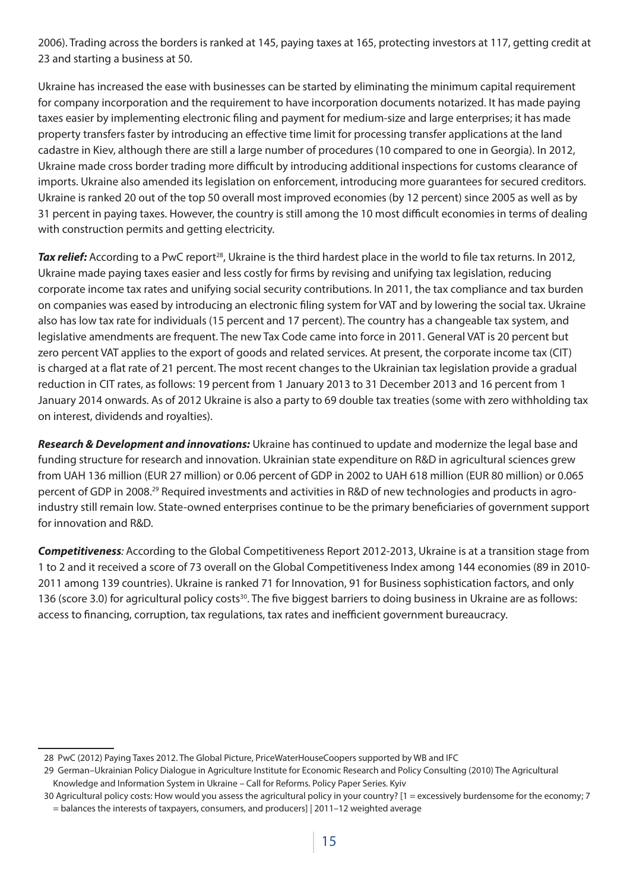2006). Trading across the borders is ranked at 145, paying taxes at 165, protecting investors at 117, getting credit at 23 and starting a business at 50.

Ukraine has increased the ease with businesses can be started by eliminating the minimum capital requirement for company incorporation and the requirement to have incorporation documents notarized. It has made paying taxes easier by implementing electronic filing and payment for medium-size and large enterprises; it has made property transfers faster by introducing an effective time limit for processing transfer applications at the land cadastre in Kiev, although there are still a large number of procedures (10 compared to one in Georgia). In 2012, Ukraine made cross border trading more difficult by introducing additional inspections for customs clearance of imports. Ukraine also amended its legislation on enforcement, introducing more guarantees for secured creditors. Ukraine is ranked 20 out of the top 50 overall most improved economies (by 12 percent) since 2005 as well as by 31 percent in paying taxes. However, the country is still among the 10 most difficult economies in terms of dealing with construction permits and getting electricity.

***Tax relief:*** According to a PwC report[28], Ukraine is the third hardest place in the world to file tax returns. In 2012, Ukraine made paying taxes easier and less costly for firms by revising and unifying tax legislation, reducing corporate income tax rates and unifying social security contributions. In 2011, the tax compliance and tax burden on companies was eased by introducing an electronic filing system for VAT and by lowering the social tax. Ukraine also has low tax rate for individuals (15 percent and 17 percent). The country has a changeable tax system, and legislative amendments are frequent. The new Tax Code came into force in 2011. General VAT is 20 percent but zero percent VAT applies to the export of goods and related services. At present, the corporate income tax (CIT) is charged at a flat rate of 21 percent. The most recent changes to the Ukrainian tax legislation provide a gradual reduction in CIT rates, as follows: 19 percent from 1 January 2013 to 31 December 2013 and 16 percent from 1 January 2014 onwards. As of 2012 Ukraine is also a party to 69 double tax treaties (some with zero withholding tax on interest, dividends and royalties).

***Research & Development and innovations:*** Ukraine has continued to update and modernize the legal base and funding structure for research and innovation. Ukrainian state expenditure on R&D in agricultural sciences grew from UAH 136 million (EUR 27 million) or 0.06 percent of GDP in 2002 to UAH 618 million (EUR 80 million) or 0.065 percent of GDP in 2008.[29] Required investments and activities in R&D of new technologies and products in agro-industry still remain low. State-owned enterprises continue to be the primary beneficiaries of government support for innovation and R&D.

***Competitiveness**:* According to the Global Competitiveness Report 2012-2013, Ukraine is at a transition stage from 1 to 2 and it received a score of 73 overall on the Global Competitiveness Index among 144 economies (89 in 2010-2011 among 139 countries). Ukraine is ranked 71 for Innovation, 91 for Business sophistication factors, and only 136 (score 3.0) for agricultural policy costs[30]. The five biggest barriers to doing business in Ukraine are as follows: access to financing, corruption, tax regulations, tax rates and inefficient government bureaucracy.

---

28 PwC (2012) Paying Taxes 2012. The Global Picture, PriceWaterHouseCoopers supported by WB and IFC

29 German–Ukrainian Policy Dialogue in Agriculture Institute for Economic Research and Policy Consulting (2010) The Agricultural Knowledge and Information System in Ukraine – Call for Reforms. Policy Paper Series. Kyiv

30 Agricultural policy costs: How would you assess the agricultural policy in your country? [1 = excessively burdensome for the economy; 7 = balances the interests of taxpayers, consumers, and producers] | 2011–12 weighted average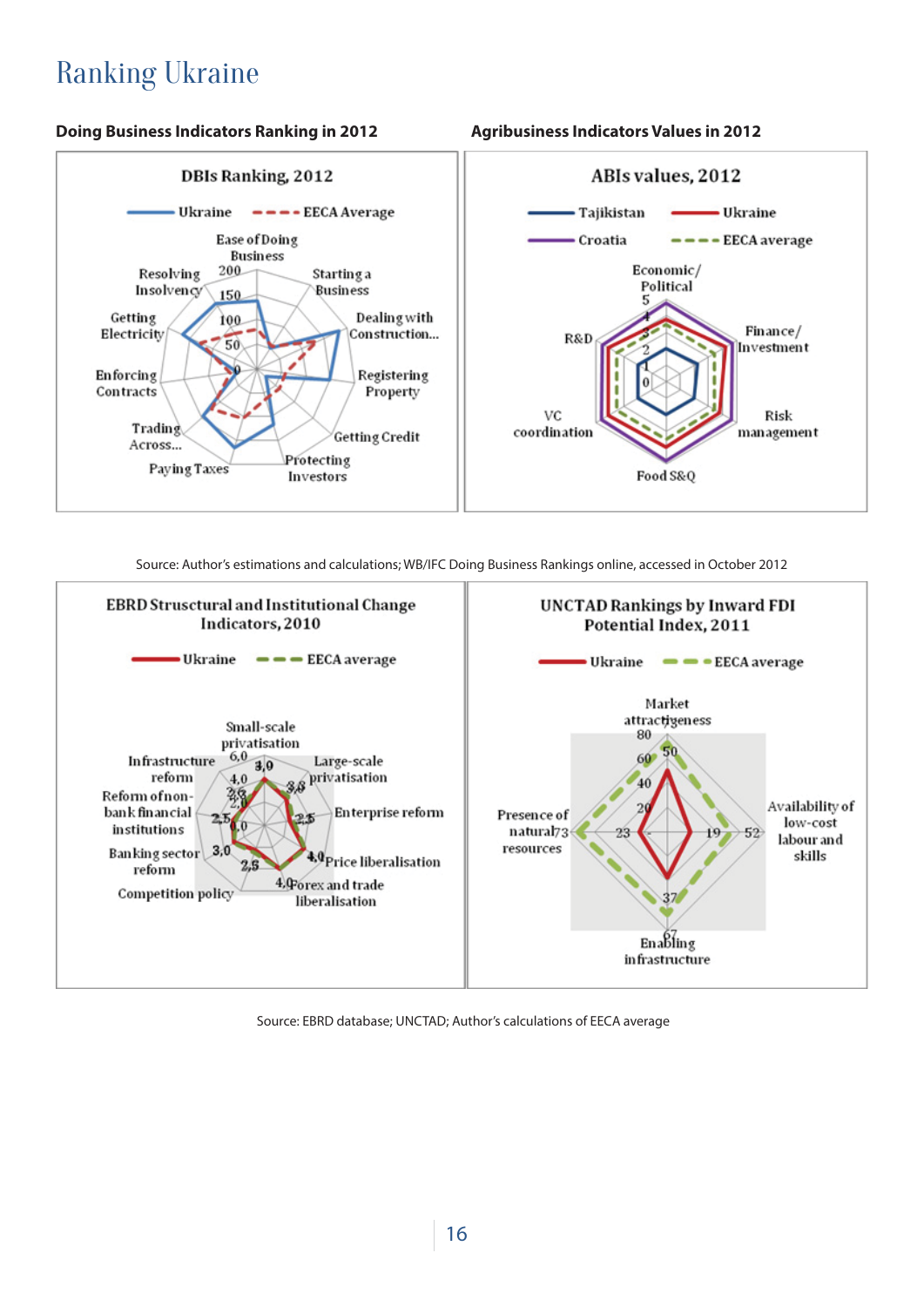# Ranking Ukraine

**Doing Business Indicators Ranking in 2012**

DBIs Ranking, 2012

Ukraine / EECA Average

Ease of Doing Business, Starting a Business, Dealing with Construction..., Registering Property, Getting Credit, Protecting Investors, Paying Taxes, Trading Across..., Enforcing Contracts, Getting Electricity, Resolving Insolvency

0, 50, 100, 150, 200

**Agribusiness Indicators Values in 2012**

ABIs values, 2012

Tajikistan / Ukraine / Croatia / EECA average

Economic/Political, Finance/Investment, Risk management, Food S&Q, VC coordination, R&D

0, 1, 2, 3, 4, 5

Source: Author's estimations and calculations; WB/IFC Doing Business Rankings online, accessed in October 2012

EBRD Strusctural and Institutional Change Indicators, 2010

Ukraine / EECA average

Small-scale privatisation, Large-scale privatisation, Enterprise reform, Price liberalisation, Forex and trade liberalisation, Competition policy, Banking sector reform, Reform of non-bank financial institutions, Infrastructure reform

0,0, 2,0, 4,0, 6,0; 3,0, 3,0, 2,5, 4,0, 4,0, 2,5, 3,0, 2,5, 2,6

UNCTAD Rankings by Inward FDI Potential Index, 2011

Ukraine / EECA average

Market attractiveness, Availability of low-cost labour and skills, Enabling infrastructure, Presence of natural resources

20, 40, 60, 80; 50, 52, 19, 67, 37, 73, 23

Source: EBRD database; UNCTAD; Author's calculations of EECA average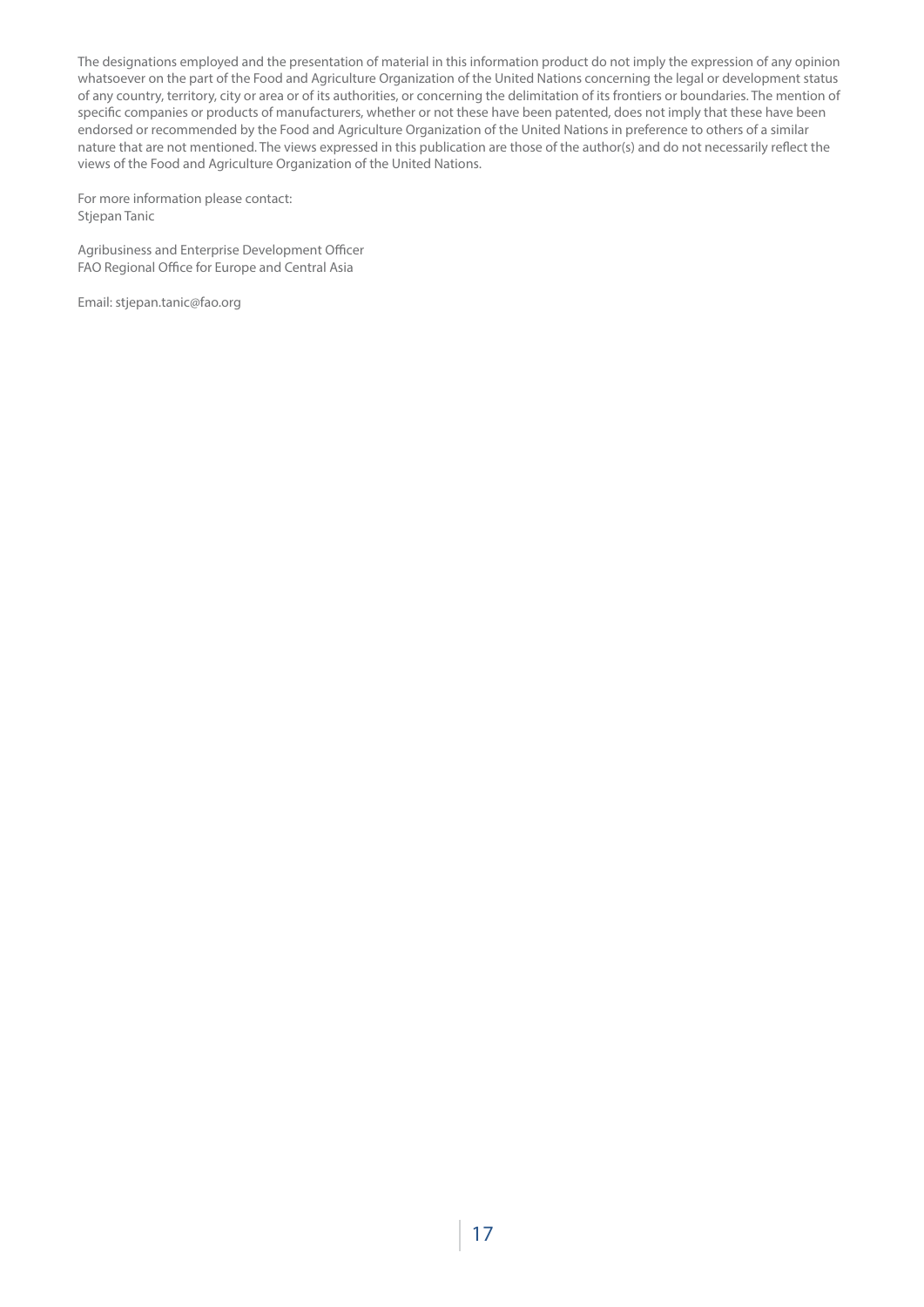The designations employed and the presentation of material in this information product do not imply the expression of any opinion whatsoever on the part of the Food and Agriculture Organization of the United Nations concerning the legal or development status of any country, territory, city or area or of its authorities, or concerning the delimitation of its frontiers or boundaries. The mention of specific companies or products of manufacturers, whether or not these have been patented, does not imply that these have been endorsed or recommended by the Food and Agriculture Organization of the United Nations in preference to others of a similar nature that are not mentioned. The views expressed in this publication are those of the author(s) and do not necessarily reflect the views of the Food and Agriculture Organization of the United Nations.

For more information please contact:
Stjepan Tanic

Agribusiness and Enterprise Development Officer
FAO Regional Office for Europe and Central Asia

Email: stjepan.tanic@fao.org